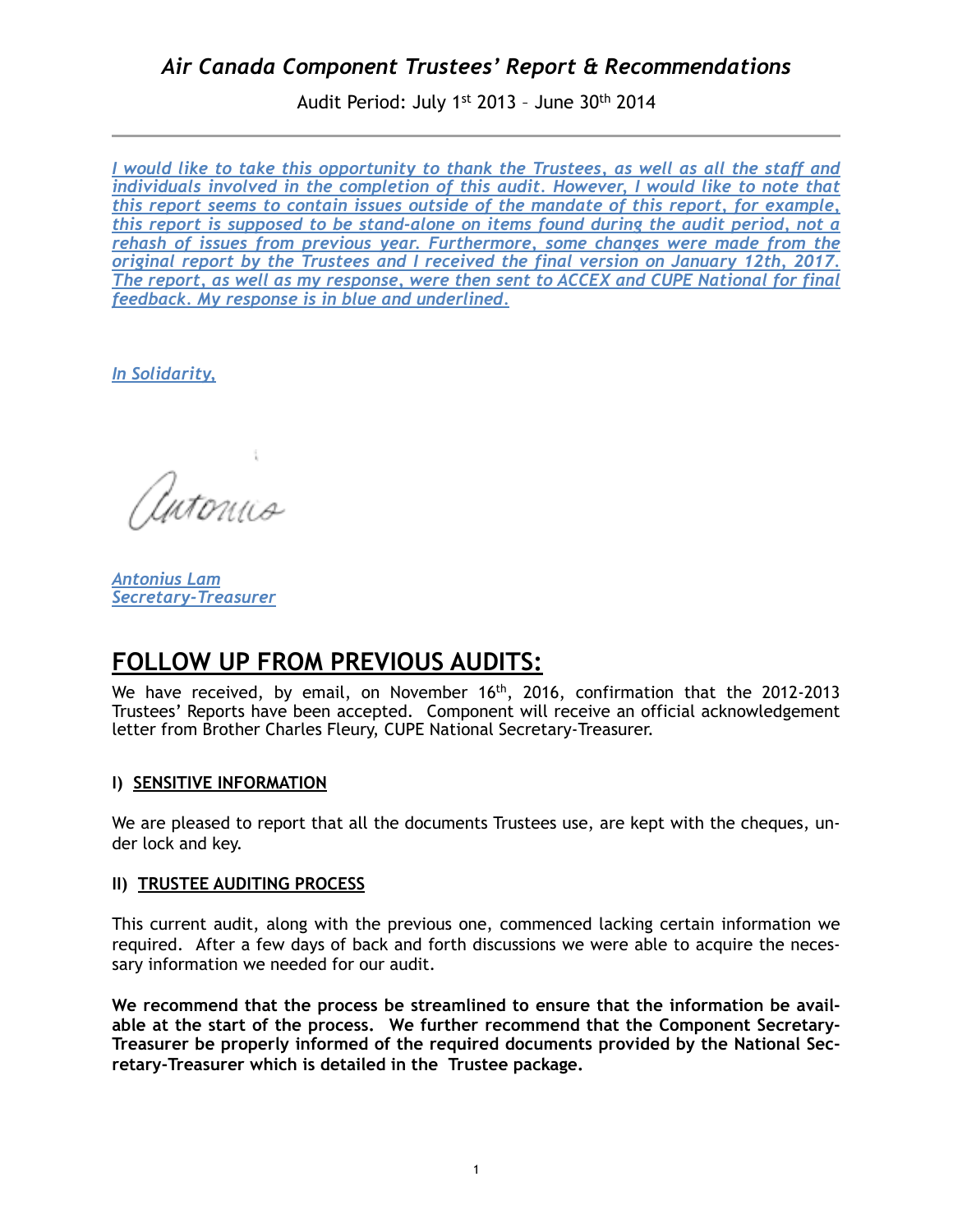# *Air Canada Component Trustees' Report & Recommendations*

Audit Period: July 1st 2013 – June 30th 2014

---

*I would like to take this opportunity to thank the Trustees, as well as all the staff and individuals involved in the completion of this audit. However, I would like to note that this report seems to contain issues outside of the mandate of this report, for example, this report is supposed to be stand-alone on items found during the audit period, not a rehash of issues from previous year. Furthermore, some changes were made from the original report by the Trustees and I received the final version on January 12th, 2017. The report, as well as my response, were then sent to ACCEX and CUPE National for final feedback. My response is in blue and underlined.*

*In Solidarity,*

*Antonius Lam*
*Secretary-Treasurer*

## FOLLOW UP FROM PREVIOUS AUDITS:

We have received, by email, on November 16th, 2016, confirmation that the 2012-2013 Trustees' Reports have been accepted. Component will receive an official acknowledgement letter from Brother Charles Fleury, CUPE National Secretary-Treasurer.

### I) SENSITIVE INFORMATION

We are pleased to report that all the documents Trustees use, are kept with the cheques, under lock and key.

### II) TRUSTEE AUDITING PROCESS

This current audit, along with the previous one, commenced lacking certain information we required. After a few days of back and forth discussions we were able to acquire the necessary information we needed for our audit.

**We recommend that the process be streamlined to ensure that the information be available at the start of the process. We further recommend that the Component Secretary-Treasurer be properly informed of the required documents provided by the National Secretary-Treasurer which is detailed in the Trustee package.**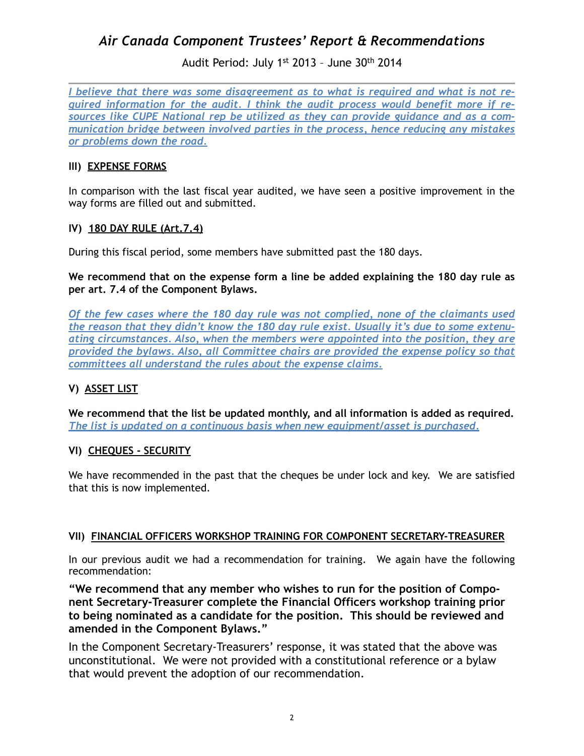# Air Canada Component Trustees' Report & Recommendations

Audit Period: July 1st 2013 – June 30th 2014

---

*I believe that there was some disagreement as to what is required and what is not required information for the audit. I think the audit process would benefit more if resources like CUPE National rep be utilized as they can provide guidance and as a communication bridge between involved parties in the process, hence reducing any mistakes or problems down the road.*

### III) EXPENSE FORMS

In comparison with the last fiscal year audited, we have seen a positive improvement in the way forms are filled out and submitted.

### IV) 180 DAY RULE (Art.7.4)

During this fiscal period, some members have submitted past the 180 days.

**We recommend that on the expense form a line be added explaining the 180 day rule as per art. 7.4 of the Component Bylaws.**

*Of the few cases where the 180 day rule was not complied, none of the claimants used the reason that they didn't know the 180 day rule exist. Usually it's due to some extenuating circumstances. Also, when the members were appointed into the position, they are provided the bylaws. Also, all Committee chairs are provided the expense policy so that committees all understand the rules about the expense claims.*

### V) ASSET LIST

**We recommend that the list be updated monthly, and all information is added as required.**
*The list is updated on a continuous basis when new equipment/asset is purchased.*

### VI) CHEQUES - SECURITY

We have recommended in the past that the cheques be under lock and key. We are satisfied that this is now implemented.

### VII) FINANCIAL OFFICERS WORKSHOP TRAINING FOR COMPONENT SECRETARY-TREASURER

In our previous audit we had a recommendation for training. We again have the following recommendation:

**"We recommend that any member who wishes to run for the position of Component Secretary-Treasurer complete the Financial Officers workshop training prior to being nominated as a candidate for the position. This should be reviewed and amended in the Component Bylaws."**

In the Component Secretary-Treasurers' response, it was stated that the above was unconstitutional. We were not provided with a constitutional reference or a bylaw that would prevent the adoption of our recommendation.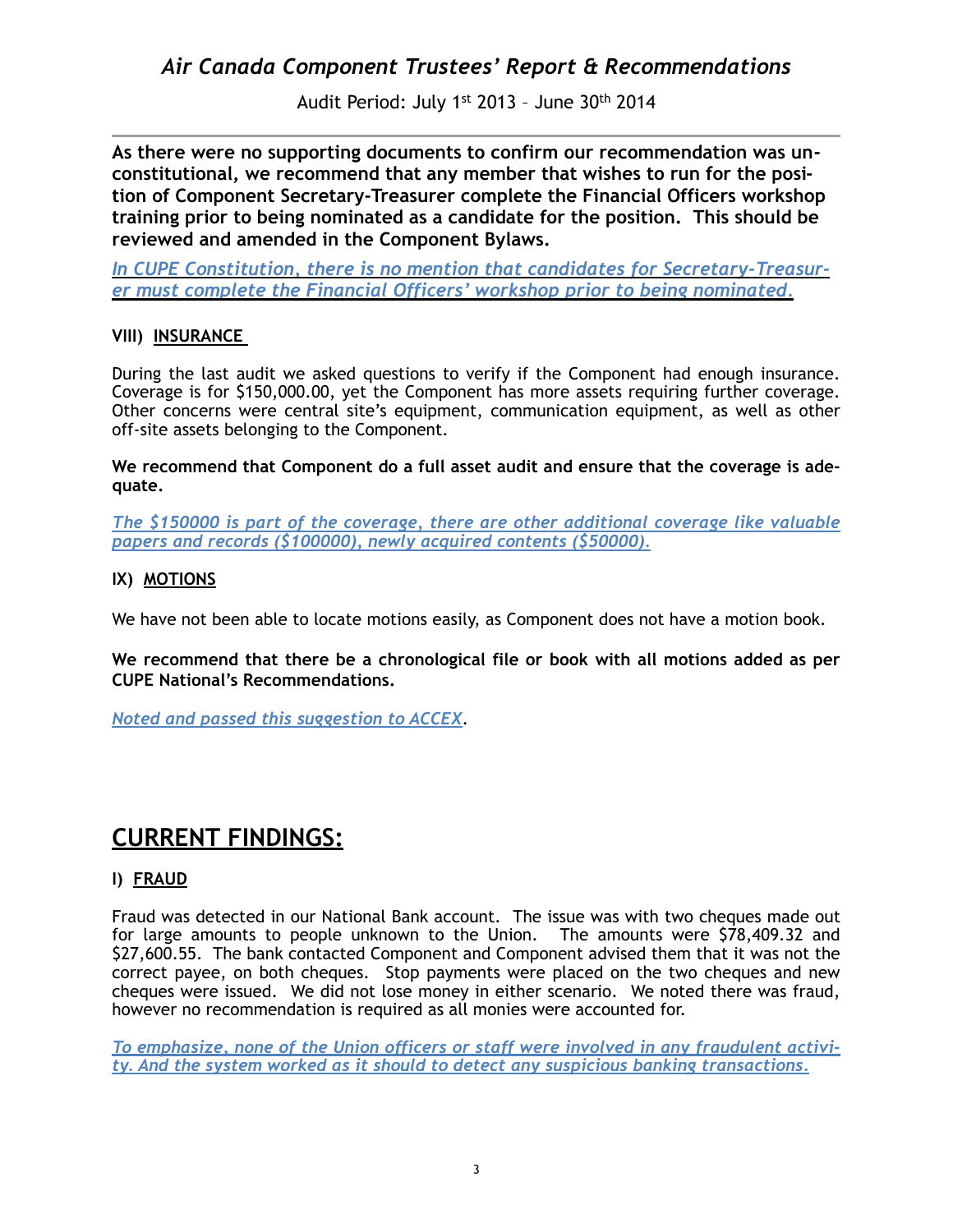**As there were no supporting documents to confirm our recommendation was unconstitutional, we recommend that any member that wishes to run for the position of Component Secretary-Treasurer complete the Financial Officers workshop training prior to being nominated as a candidate for the position. This should be reviewed and amended in the Component Bylaws.**

*In CUPE Constitution, there is no mention that candidates for Secretary-Treasurer must complete the Financial Officers' workshop prior to being nominated.*

**VIII) INSURANCE**

During the last audit we asked questions to verify if the Component had enough insurance. Coverage is for $150,000.00, yet the Component has more assets requiring further coverage. Other concerns were central site's equipment, communication equipment, as well as other off-site assets belonging to the Component.

**We recommend that Component do a full asset audit and ensure that the coverage is adequate.**

*The $150000 is part of the coverage, there are other additional coverage like valuable papers and records ($100000), newly acquired contents ($50000).*

**IX) MOTIONS**

We have not been able to locate motions easily, as Component does not have a motion book.

**We recommend that there be a chronological file or book with all motions added as per CUPE National's Recommendations.**

*Noted and passed this suggestion to ACCEX*.

# CURRENT FINDINGS:

**I) FRAUD**

Fraud was detected in our National Bank account. The issue was with two cheques made out for large amounts to people unknown to the Union. The amounts were $78,409.32 and $27,600.55. The bank contacted Component and Component advised them that it was not the correct payee, on both cheques. Stop payments were placed on the two cheques and new cheques were issued. We did not lose money in either scenario. We noted there was fraud, however no recommendation is required as all monies were accounted for.

*To emphasize, none of the Union officers or staff were involved in any fraudulent activity. And the system worked as it should to detect any suspicious banking transactions.*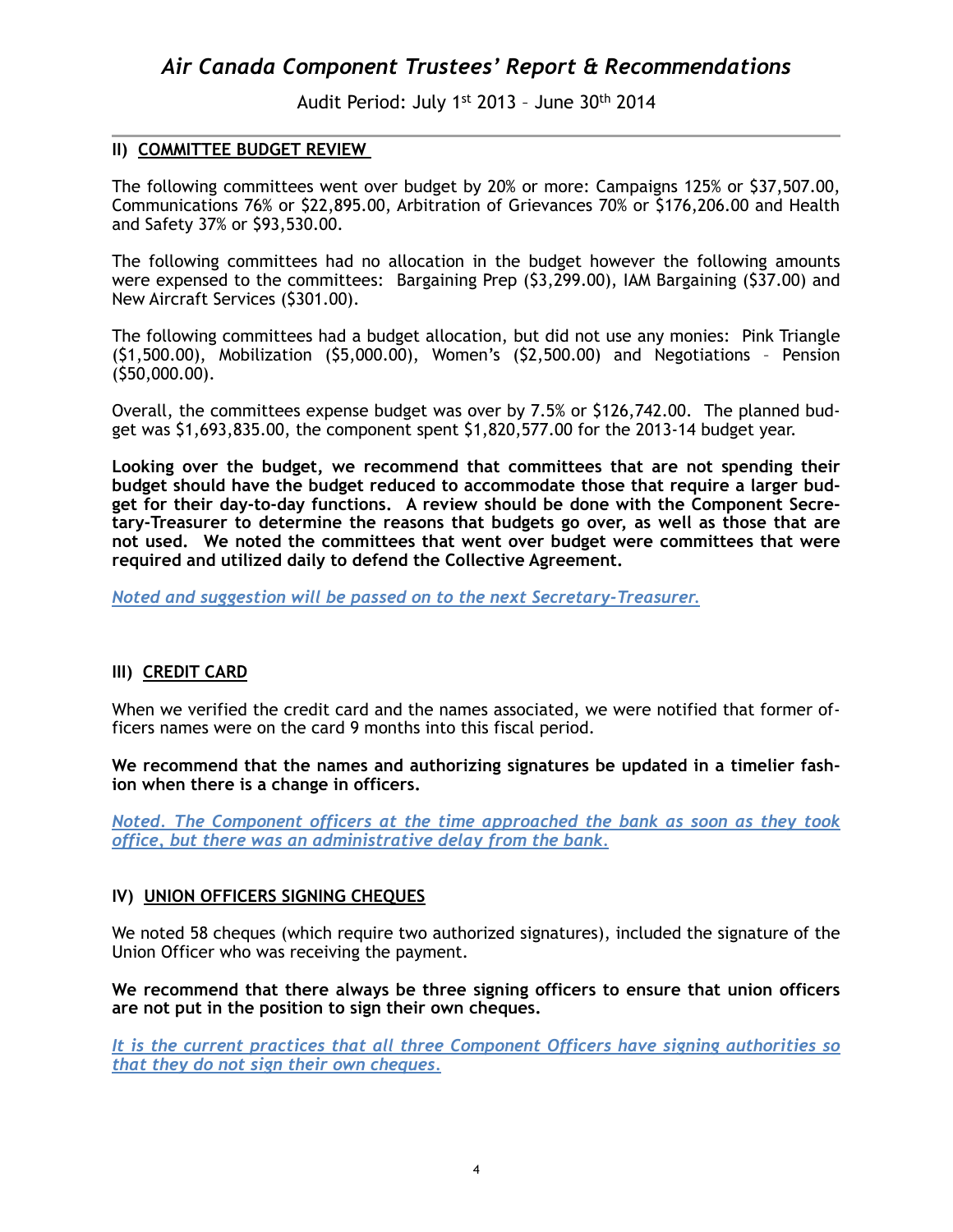## II) COMMITTEE BUDGET REVIEW

The following committees went over budget by 20% or more: Campaigns 125% or $37,507.00, Communications 76% or $22,895.00, Arbitration of Grievances 70% or $176,206.00 and Health and Safety 37% or $93,530.00.

The following committees had no allocation in the budget however the following amounts were expensed to the committees: Bargaining Prep ($3,299.00), IAM Bargaining ($37.00) and New Aircraft Services ($301.00).

The following committees had a budget allocation, but did not use any monies: Pink Triangle ($1,500.00), Mobilization ($5,000.00), Women's ($2,500.00) and Negotiations – Pension ($50,000.00).

Overall, the committees expense budget was over by 7.5% or $126,742.00. The planned budget was $1,693,835.00, the component spent $1,820,577.00 for the 2013-14 budget year.

**Looking over the budget, we recommend that committees that are not spending their budget should have the budget reduced to accommodate those that require a larger budget for their day-to-day functions. A review should be done with the Component Secretary-Treasurer to determine the reasons that budgets go over, as well as those that are not used. We noted the committees that went over budget were committees that were required and utilized daily to defend the Collective Agreement.**

*Noted and suggestion will be passed on to the next Secretary-Treasurer.*

## III) CREDIT CARD

When we verified the credit card and the names associated, we were notified that former officers names were on the card 9 months into this fiscal period.

**We recommend that the names and authorizing signatures be updated in a timelier fashion when there is a change in officers.**

*Noted. The Component officers at the time approached the bank as soon as they took office, but there was an administrative delay from the bank.*

## IV) UNION OFFICERS SIGNING CHEQUES

We noted 58 cheques (which require two authorized signatures), included the signature of the Union Officer who was receiving the payment.

**We recommend that there always be three signing officers to ensure that union officers are not put in the position to sign their own cheques.**

*It is the current practices that all three Component Officers have signing authorities so that they do not sign their own cheques.*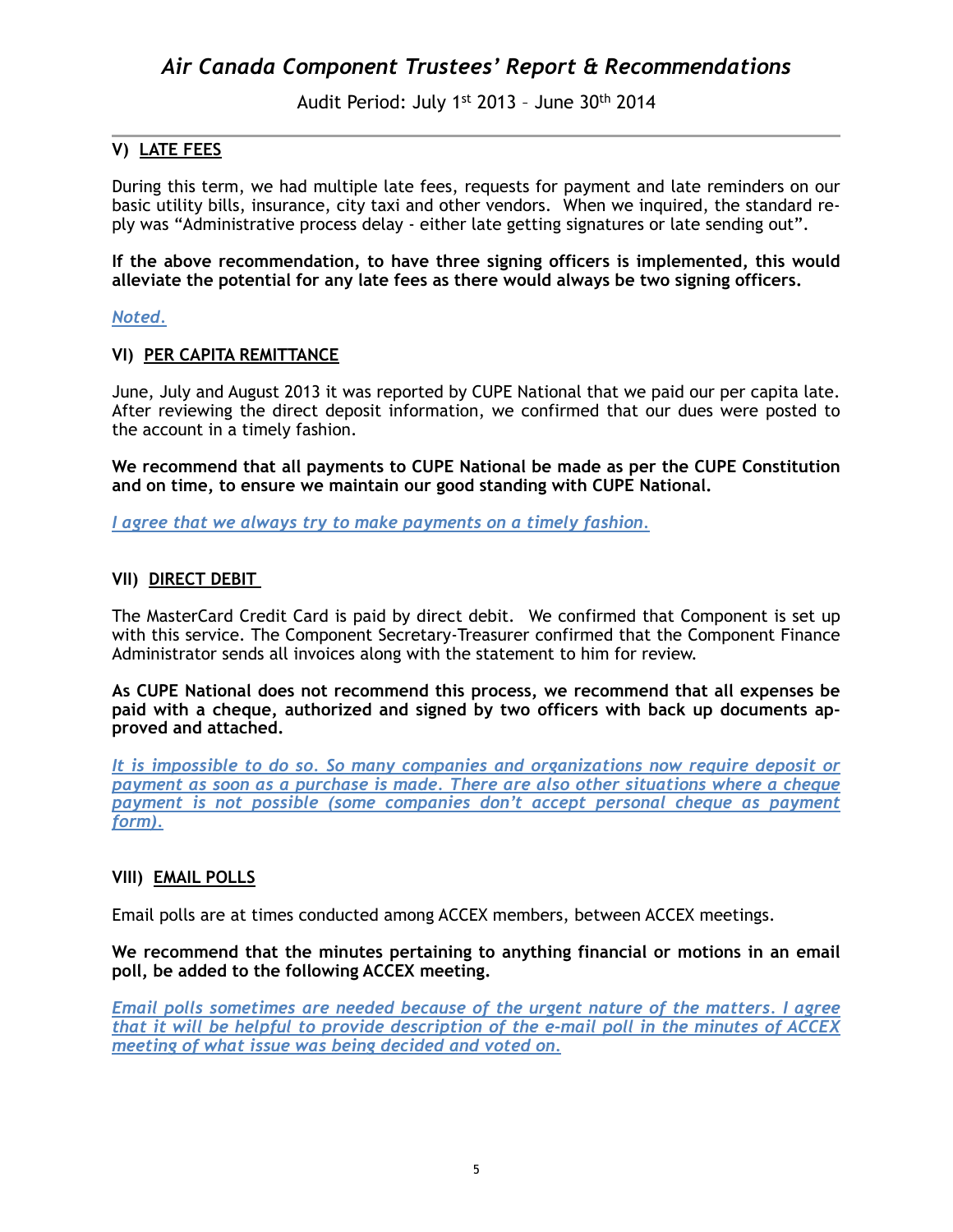## V) <u>LATE FEES</u>

During this term, we had multiple late fees, requests for payment and late reminders on our basic utility bills, insurance, city taxi and other vendors. When we inquired, the standard reply was "Administrative process delay - either late getting signatures or late sending out".

**If the above recommendation, to have three signing officers is implemented, this would alleviate the potential for any late fees as there would always be two signing officers.**

*<u>Noted.</u>*

## VI) <u>PER CAPITA REMITTANCE</u>

June, July and August 2013 it was reported by CUPE National that we paid our per capita late. After reviewing the direct deposit information, we confirmed that our dues were posted to the account in a timely fashion.

**We recommend that all payments to CUPE National be made as per the CUPE Constitution and on time, to ensure we maintain our good standing with CUPE National.**

*<u>I agree that we always try to make payments on a timely fashion.</u>*

## VII) <u>DIRECT DEBIT</u>

The MasterCard Credit Card is paid by direct debit. We confirmed that Component is set up with this service. The Component Secretary-Treasurer confirmed that the Component Finance Administrator sends all invoices along with the statement to him for review.

**As CUPE National does not recommend this process, we recommend that all expenses be paid with a cheque, authorized and signed by two officers with back up documents approved and attached.**

*<u>It is impossible to do so. So many companies and organizations now require deposit or payment as soon as a purchase is made. There are also other situations where a cheque payment is not possible (some companies don't accept personal cheque as payment form).</u>*

## VIII) <u>EMAIL POLLS</u>

Email polls are at times conducted among ACCEX members, between ACCEX meetings.

**We recommend that the minutes pertaining to anything financial or motions in an email poll, be added to the following ACCEX meeting.**

*<u>Email polls sometimes are needed because of the urgent nature of the matters. I agree that it will be helpful to provide description of the e-mail poll in the minutes of ACCEX meeting of what issue was being decided and voted on.</u>*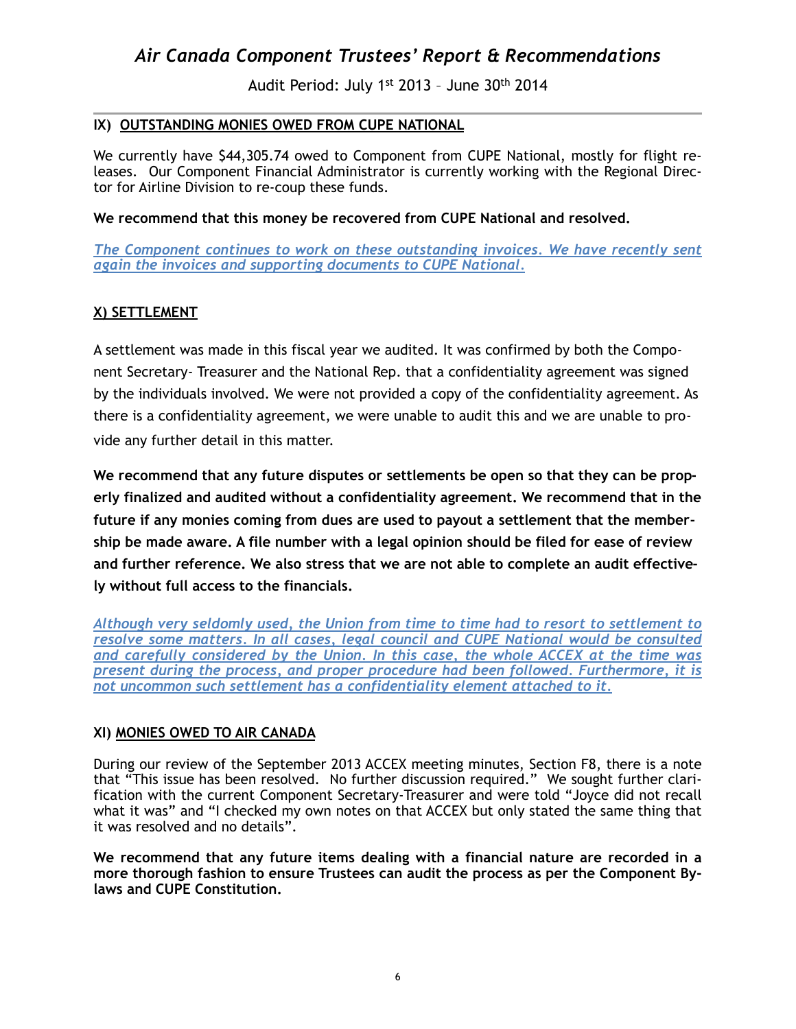### IX) OUTSTANDING MONIES OWED FROM CUPE NATIONAL

We currently have $44,305.74 owed to Component from CUPE National, mostly for flight releases. Our Component Financial Administrator is currently working with the Regional Director for Airline Division to re-coup these funds.

**We recommend that this money be recovered from CUPE National and resolved.**

*The Component continues to work on these outstanding invoices. We have recently sent again the invoices and supporting documents to CUPE National.*

### X) SETTLEMENT

A settlement was made in this fiscal year we audited. It was confirmed by both the Component Secretary- Treasurer and the National Rep. that a confidentiality agreement was signed by the individuals involved. We were not provided a copy of the confidentiality agreement. As there is a confidentiality agreement, we were unable to audit this and we are unable to provide any further detail in this matter.

**We recommend that any future disputes or settlements be open so that they can be properly finalized and audited without a confidentiality agreement. We recommend that in the future if any monies coming from dues are used to payout a settlement that the membership be made aware. A file number with a legal opinion should be filed for ease of review and further reference. We also stress that we are not able to complete an audit effectively without full access to the financials.**

*Although very seldomly used, the Union from time to time had to resort to settlement to resolve some matters. In all cases, legal council and CUPE National would be consulted and carefully considered by the Union. In this case, the whole ACCEX at the time was present during the process, and proper procedure had been followed. Furthermore, it is not uncommon such settlement has a confidentiality element attached to it.*

### XI) MONIES OWED TO AIR CANADA

During our review of the September 2013 ACCEX meeting minutes, Section F8, there is a note that "This issue has been resolved. No further discussion required." We sought further clarification with the current Component Secretary-Treasurer and were told "Joyce did not recall what it was" and "I checked my own notes on that ACCEX but only stated the same thing that it was resolved and no details".

**We recommend that any future items dealing with a financial nature are recorded in a more thorough fashion to ensure Trustees can audit the process as per the Component By-laws and CUPE Constitution.**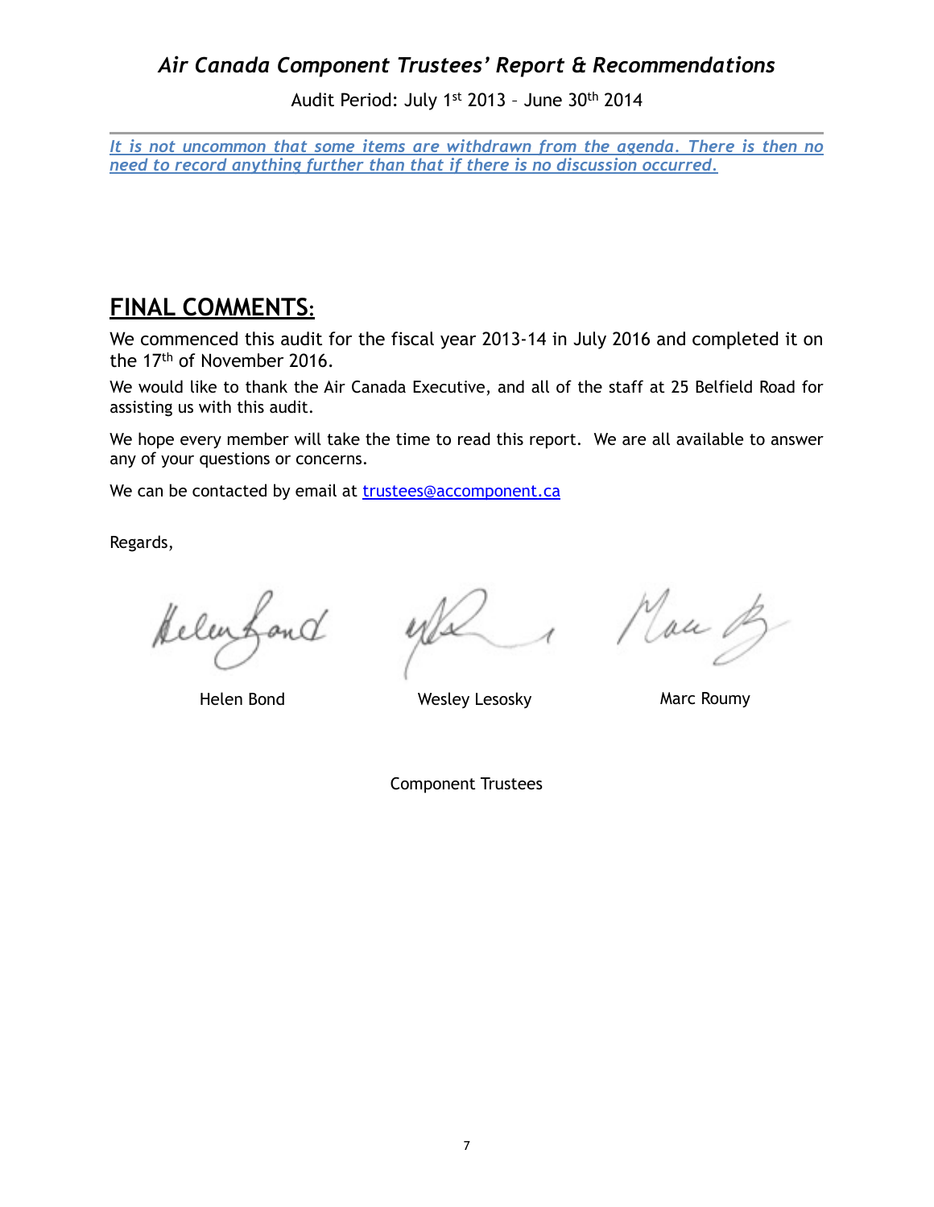*It is not uncommon that some items are withdrawn from the agenda. There is then no need to record anything further than that if there is no discussion occurred.*

## FINAL COMMENTS:

We commenced this audit for the fiscal year 2013-14 in July 2016 and completed it on the 17th of November 2016.

We would like to thank the Air Canada Executive, and all of the staff at 25 Belfield Road for assisting us with this audit.

We hope every member will take the time to read this report. We are all available to answer any of your questions or concerns.

We can be contacted by email at trustees@accomponent.ca

Regards,

Helen Bond     Wesley Lesosky     Marc Roumy

Component Trustees